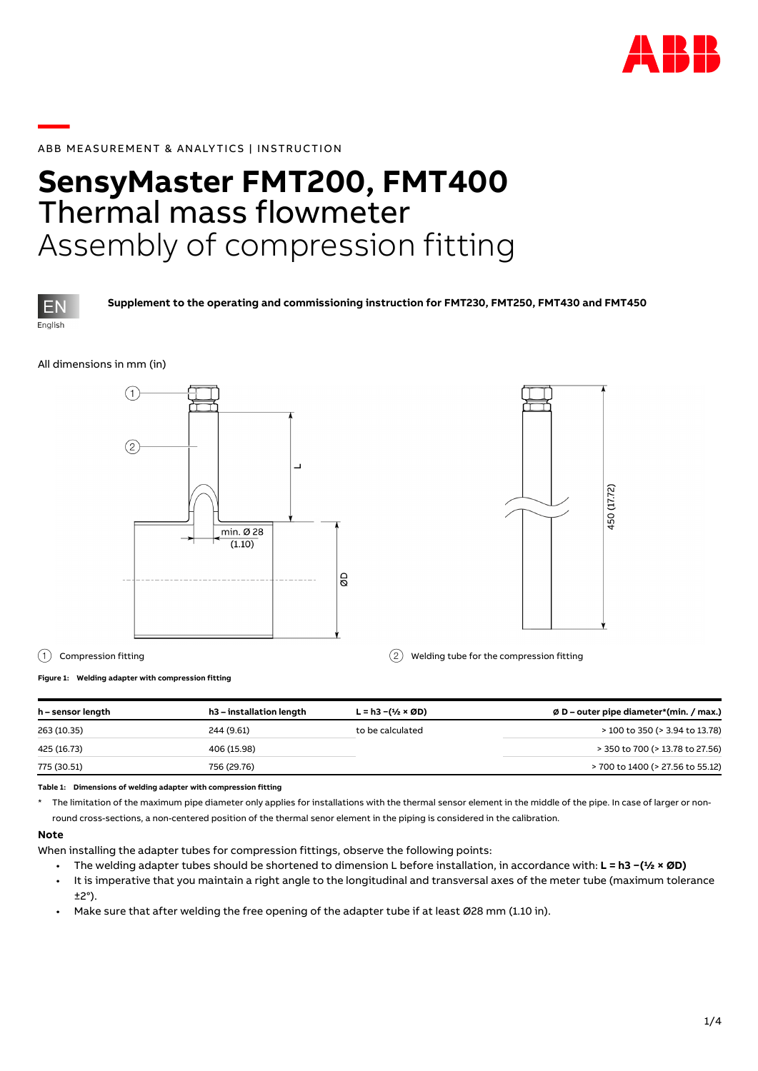ABB MEASUREMENT & ANALYTICS | INSTRUCTION

# SensyMaster FMT200, FMT400
## Thermal mass flowmeter
## Assembly of compression fitting

EN
English

**Supplement to the operating and commissioning instruction for FMT230, FMT250, FMT430 and FMT450**

All dimensions in mm (in)

① Compression fitting

② Welding tube for the compression fitting

**Figure 1: Welding adapter with compression fitting**

| h – sensor length | h3 – installation length | L = h3 −(½ × ØD) | ø D – outer pipe diameter*(min. / max.) |
|---|---|---|---|
| 263 (10.35) | 244 (9.61) | to be calculated | > 100 to 350 (> 3.94 to 13.78) |
| 425 (16.73) | 406 (15.98) | | > 350 to 700 (> 13.78 to 27.56) |
| 775 (30.51) | 756 (29.76) | | > 700 to 1400 (> 27.56 to 55.12) |

**Table 1: Dimensions of welding adapter with compression fitting**

* The limitation of the maximum pipe diameter only applies for installations with the thermal sensor element in the middle of the pipe. In case of larger or non-round cross-sections, a non-centered position of the thermal senor element in the piping is considered in the calibration.

**Note**

When installing the adapter tubes for compression fittings, observe the following points:

- The welding adapter tubes should be shortened to dimension L before installation, in accordance with: **L = h3 −(½ × ØD)**
- It is imperative that you maintain a right angle to the longitudinal and transversal axes of the meter tube (maximum tolerance ±2°).
- Make sure that after welding the free opening of the adapter tube if at least Ø28 mm (1.10 in).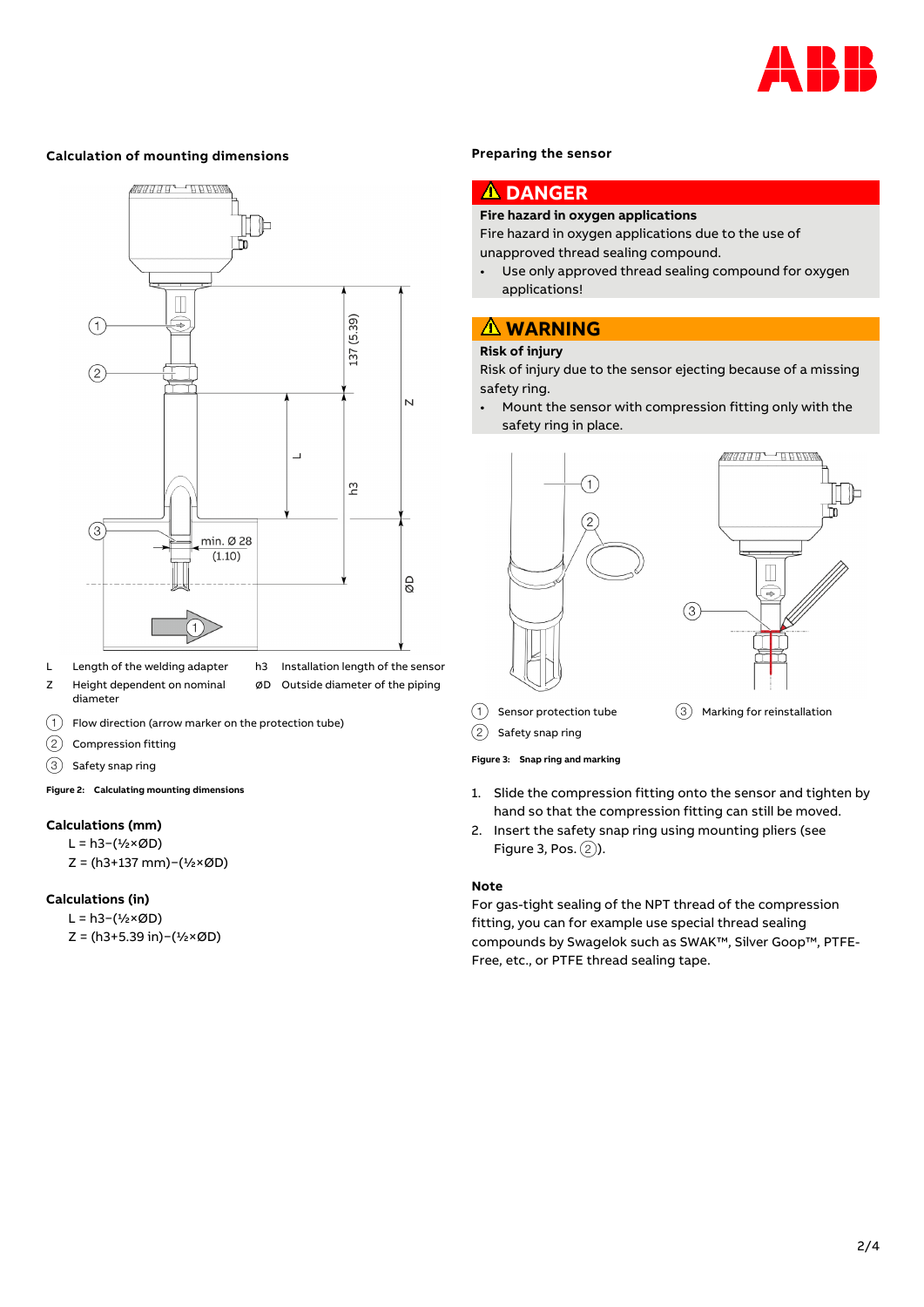## Calculation of mounting dimensions

| | | | |
|---|---|---|---|
| L | Length of the welding adapter | h3 | Installation length of the sensor |
| Z | Height dependent on nominal diameter | ØD | Outside diameter of the piping |

(1) Flow direction (arrow marker on the protection tube)

(2) Compression fitting

(3) Safety snap ring

**Figure 2: Calculating mounting dimensions**

### Calculations (mm)

L = h3−(½×ØD)

Z = (h3+137 mm)−(½×ØD)

### Calculations (in)

L = h3−(½×ØD)

Z = (h3+5.39 in)−(½×ØD)

## Preparing the sensor

**⚠ DANGER**

**Fire hazard in oxygen applications**

Fire hazard in oxygen applications due to the use of unapproved thread sealing compound.

- Use only approved thread sealing compound for oxygen applications!

**⚠ WARNING**

**Risk of injury**

Risk of injury due to the sensor ejecting because of a missing safety ring.

- Mount the sensor with compression fitting only with the safety ring in place.

(1) Sensor protection tube

(2) Safety snap ring

(3) Marking for reinstallation

**Figure 3: Snap ring and marking**

1. Slide the compression fitting onto the sensor and tighten by hand so that the compression fitting can still be moved.
2. Insert the safety snap ring using mounting pliers (see Figure 3, Pos. (2)).

### Note

For gas-tight sealing of the NPT thread of the compression fitting, you can for example use special thread sealing compounds by Swagelok such as SWAK™, Silver Goop™, PTFE-Free, etc., or PTFE thread sealing tape.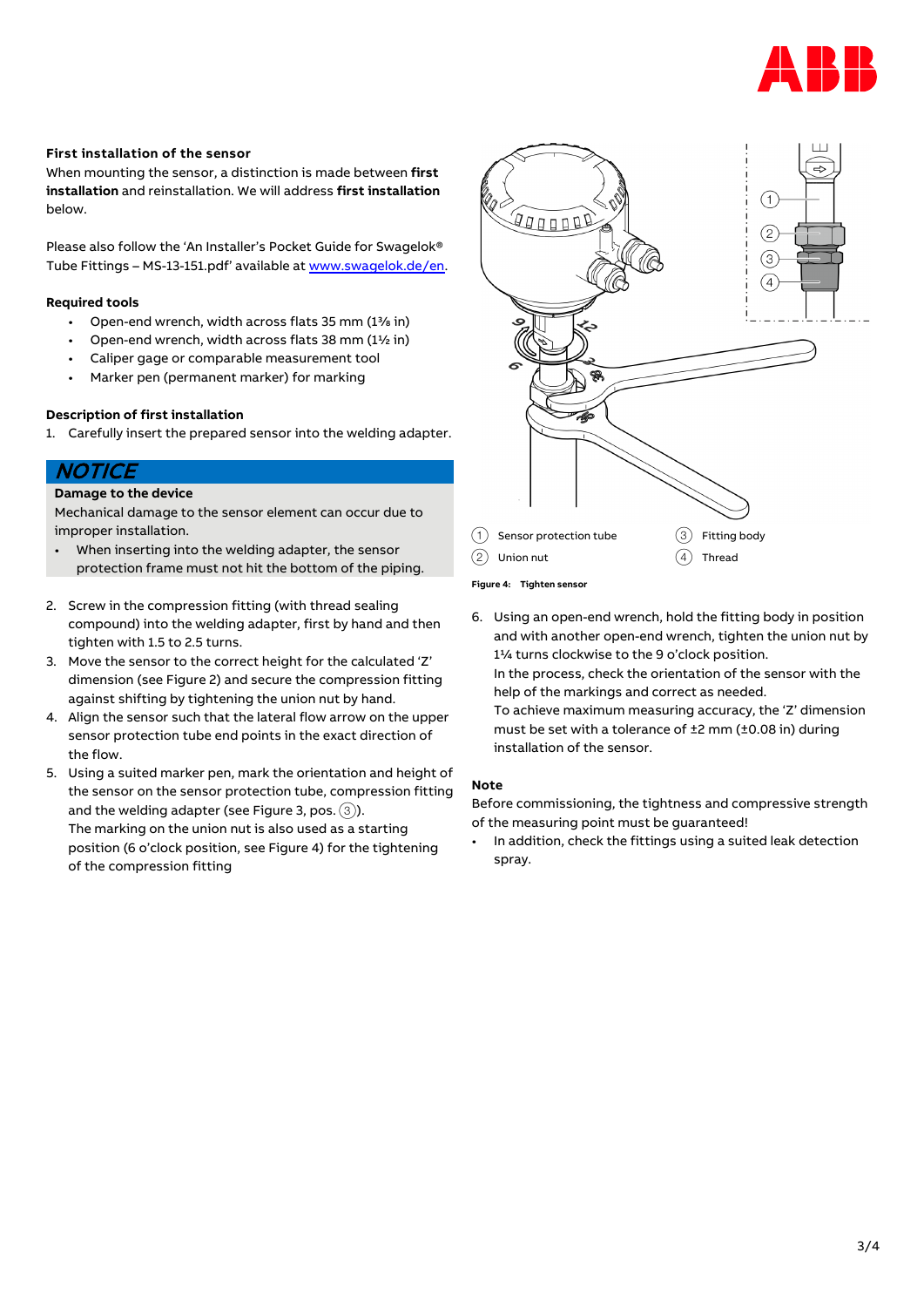### First installation of the sensor

When mounting the sensor, a distinction is made between **first installation** and reinstallation. We will address **first installation** below.

Please also follow the 'An Installer's Pocket Guide for Swagelok® Tube Fittings – MS-13-151.pdf' available at www.swagelok.de/en.

#### Required tools

- Open-end wrench, width across flats 35 mm (1⅜ in)
- Open-end wrench, width across flats 38 mm (1½ in)
- Caliper gage or comparable measurement tool
- Marker pen (permanent marker) for marking

#### Description of first installation

1. Carefully insert the prepared sensor into the welding adapter.

> ***NOTICE***
>
> **Damage to the device**
>
> Mechanical damage to the sensor element can occur due to improper installation.
>
> - When inserting into the welding adapter, the sensor protection frame must not hit the bottom of the piping.

2. Screw in the compression fitting (with thread sealing compound) into the welding adapter, first by hand and then tighten with 1.5 to 2.5 turns.
3. Move the sensor to the correct height for the calculated 'Z' dimension (see Figure 2) and secure the compression fitting against shifting by tightening the union nut by hand.
4. Align the sensor such that the lateral flow arrow on the upper sensor protection tube end points in the exact direction of the flow.
5. Using a suited marker pen, mark the orientation and height of the sensor on the sensor protection tube, compression fitting and the welding adapter (see Figure 3, pos. ③).
   The marking on the union nut is also used as a starting position (6 o'clock position, see Figure 4) for the tightening of the compression fitting

① Sensor protection tube
② Union nut
③ Fitting body
④ Thread

**Figure 4: Tighten sensor**

6. Using an open-end wrench, hold the fitting body in position and with another open-end wrench, tighten the union nut by 1¼ turns clockwise to the 9 o'clock position.
   In the process, check the orientation of the sensor with the help of the markings and correct as needed.
   To achieve maximum measuring accuracy, the 'Z' dimension must be set with a tolerance of ±2 mm (±0.08 in) during installation of the sensor.

#### Note

Before commissioning, the tightness and compressive strength of the measuring point must be guaranteed!

- In addition, check the fittings using a suited leak detection spray.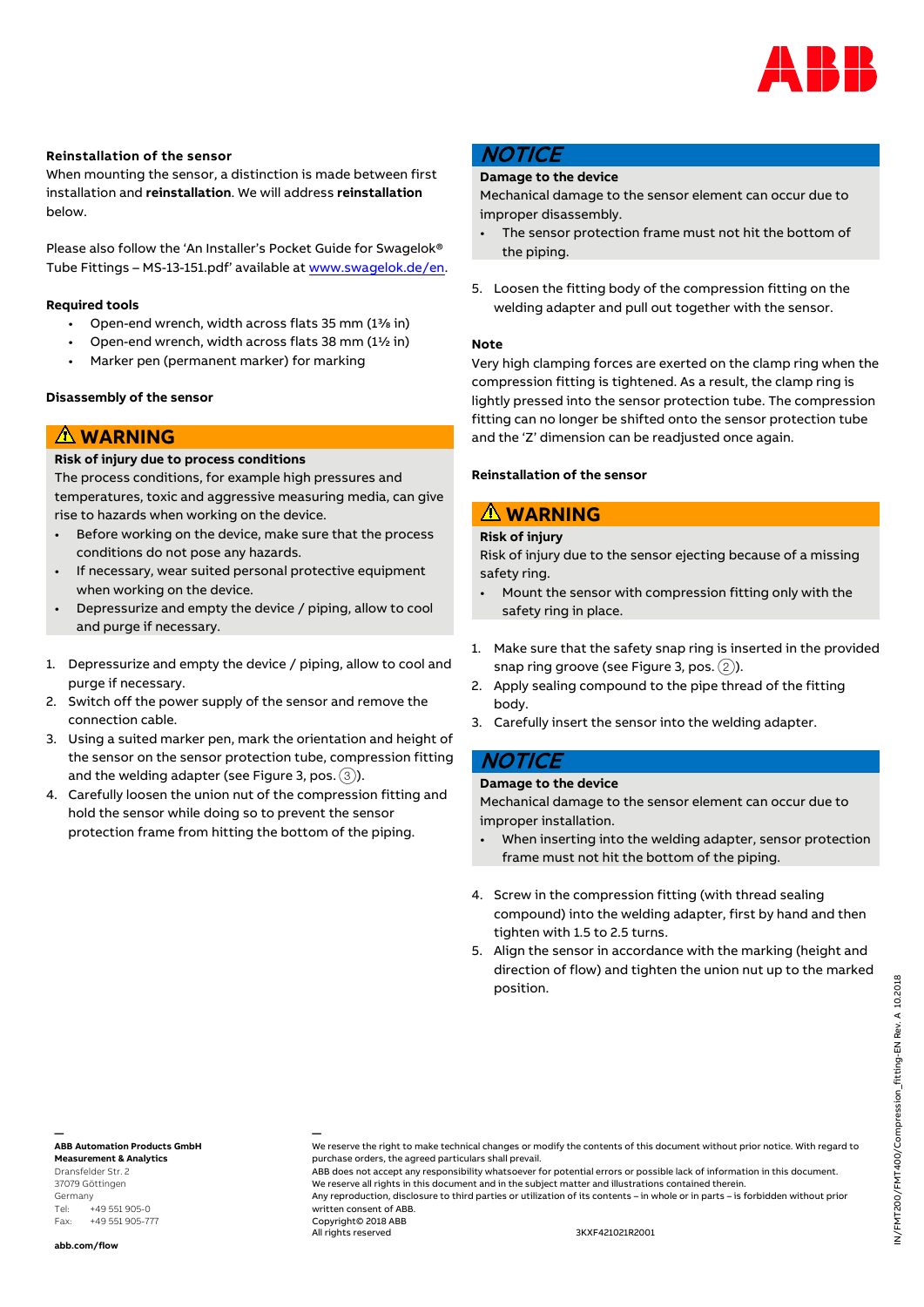### Reinstallation of the sensor

When mounting the sensor, a distinction is made between first installation and **reinstallation**. We will address **reinstallation** below.

Please also follow the 'An Installer's Pocket Guide for Swagelok® Tube Fittings – MS-13-151.pdf' available at [www.swagelok.de/en](www.swagelok.de/en).

#### Required tools

- Open-end wrench, width across flats 35 mm (1⅜ in)
- Open-end wrench, width across flats 38 mm (1½ in)
- Marker pen (permanent marker) for marking

#### Disassembly of the sensor

> **⚠ WARNING**
>
> **Risk of injury due to process conditions**
>
> The process conditions, for example high pressures and temperatures, toxic and aggressive measuring media, can give rise to hazards when working on the device.
>
> - Before working on the device, make sure that the process conditions do not pose any hazards.
> - If necessary, wear suited personal protective equipment when working on the device.
> - Depressurize and empty the device / piping, allow to cool and purge if necessary.

1. Depressurize and empty the device / piping, allow to cool and purge if necessary.
2. Switch off the power supply of the sensor and remove the connection cable.
3. Using a suited marker pen, mark the orientation and height of the sensor on the sensor protection tube, compression fitting and the welding adapter (see Figure 3, pos. ③).
4. Carefully loosen the union nut of the compression fitting and hold the sensor while doing so to prevent the sensor protection frame from hitting the bottom of the piping.

> ***NOTICE***
>
> **Damage to the device**
>
> Mechanical damage to the sensor element can occur due to improper disassembly.
>
> - The sensor protection frame must not hit the bottom of the piping.

5. Loosen the fitting body of the compression fitting on the welding adapter and pull out together with the sensor.

#### Note

Very high clamping forces are exerted on the clamp ring when the compression fitting is tightened. As a result, the clamp ring is lightly pressed into the sensor protection tube. The compression fitting can no longer be shifted onto the sensor protection tube and the 'Z' dimension can be readjusted once again.

#### Reinstallation of the sensor

> **⚠ WARNING**
>
> **Risk of injury**
>
> Risk of injury due to the sensor ejecting because of a missing safety ring.
>
> - Mount the sensor with compression fitting only with the safety ring in place.

1. Make sure that the safety snap ring is inserted in the provided snap ring groove (see Figure 3, pos. ②).
2. Apply sealing compound to the pipe thread of the fitting body.
3. Carefully insert the sensor into the welding adapter.

> ***NOTICE***
>
> **Damage to the device**
>
> Mechanical damage to the sensor element can occur due to improper installation.
>
> - When inserting into the welding adapter, sensor protection frame must not hit the bottom of the piping.

4. Screw in the compression fitting (with thread sealing compound) into the welding adapter, first by hand and then tighten with 1.5 to 2.5 turns.
5. Align the sensor in accordance with the marking (height and direction of flow) and tighten the union nut up to the marked position.

—

**ABB Automation Products GmbH**
**Measurement & Analytics**
Dransfelder Str. 2
37079 Göttingen
Germany
Tel: +49 551 905-0
Fax: +49 551 905-777

**abb.com/flow**

—

We reserve the right to make technical changes or modify the contents of this document without prior notice. With regard to purchase orders, the agreed particulars shall prevail.
ABB does not accept any responsibility whatsoever for potential errors or possible lack of information in this document.
We reserve all rights in this document and in the subject matter and illustrations contained therein.
Any reproduction, disclosure to third parties or utilization of its contents – in whole or in parts – is forbidden without prior written consent of ABB.
Copyright© 2018 ABB
All rights reserved

3KXF421021R2001

IN/FMT200/FMT400/Compression_fitting-EN Rev. A 10.2018